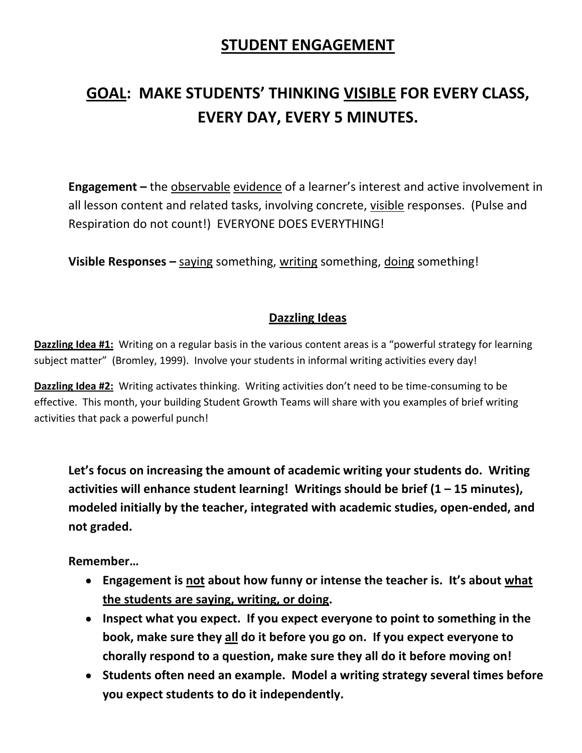# STUDENT ENGAGEMENT

## GOAL: MAKE STUDENTS' THINKING VISIBLE FOR EVERY CLASS, EVERY DAY, EVERY 5 MINUTES.

**Engagement –** the observable evidence of a learner's interest and active involvement in all lesson content and related tasks, involving concrete, visible responses. (Pulse and Respiration do not count!) EVERYONE DOES EVERYTHING!

**Visible Responses –** saying something, writing something, doing something!

### Dazzling Ideas

**Dazzling Idea #1:** Writing on a regular basis in the various content areas is a "powerful strategy for learning subject matter" (Bromley, 1999). Involve your students in informal writing activities every day!

**Dazzling Idea #2:** Writing activates thinking. Writing activities don't need to be time-consuming to be effective. This month, your building Student Growth Teams will share with you examples of brief writing activities that pack a powerful punch!

**Let's focus on increasing the amount of academic writing your students do. Writing activities will enhance student learning! Writings should be brief (1 – 15 minutes), modeled initially by the teacher, integrated with academic studies, open-ended, and not graded.**

**Remember…**

- **Engagement is not about how funny or intense the teacher is. It's about what the students are saying, writing, or doing.**
- **Inspect what you expect. If you expect everyone to point to something in the book, make sure they all do it before you go on. If you expect everyone to chorally respond to a question, make sure they all do it before moving on!**
- **Students often need an example. Model a writing strategy several times before you expect students to do it independently.**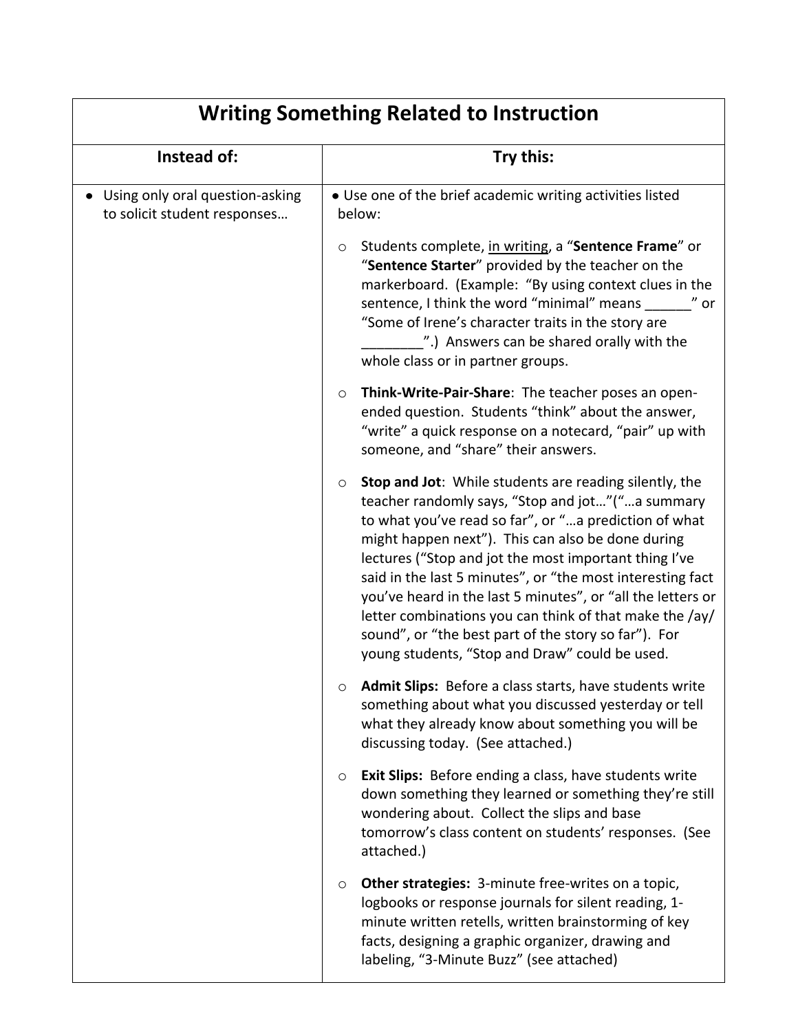| Writing Something Related to Instruction | |
|---|---|
| **Instead of:** | **Try this:** |
| • Using only oral question-asking to solicit student responses… | • Use one of the brief academic writing activities listed below:<br><br>○ Students complete, <u>in writing</u>, a "**Sentence Frame**" or "**Sentence Starter**" provided by the teacher on the markerboard. (Example: "By using context clues in the sentence, I think the word "minimal" means ______" or "Some of Irene's character traits in the story are ________".) Answers can be shared orally with the whole class or in partner groups.<br><br>○ **Think-Write-Pair-Share**: The teacher poses an open-ended question. Students "think" about the answer, "write" a quick response on a notecard, "pair" up with someone, and "share" their answers.<br><br>○ **Stop and Jot**: While students are reading silently, the teacher randomly says, "Stop and jot…"("…a summary to what you've read so far", or "…a prediction of what might happen next"). This can also be done during lectures ("Stop and jot the most important thing I've said in the last 5 minutes", or "the most interesting fact you've heard in the last 5 minutes", or "all the letters or letter combinations you can think of that make the /ay/ sound", or "the best part of the story so far"). For young students, "Stop and Draw" could be used.<br><br>○ **Admit Slips:** Before a class starts, have students write something about what you discussed yesterday or tell what they already know about something you will be discussing today. (See attached.)<br><br>○ **Exit Slips:** Before ending a class, have students write down something they learned or something they're still wondering about. Collect the slips and base tomorrow's class content on students' responses. (See attached.)<br><br>○ **Other strategies:** 3-minute free-writes on a topic, logbooks or response journals for silent reading, 1-minute written retells, written brainstorming of key facts, designing a graphic organizer, drawing and labeling, "3-Minute Buzz" (see attached) |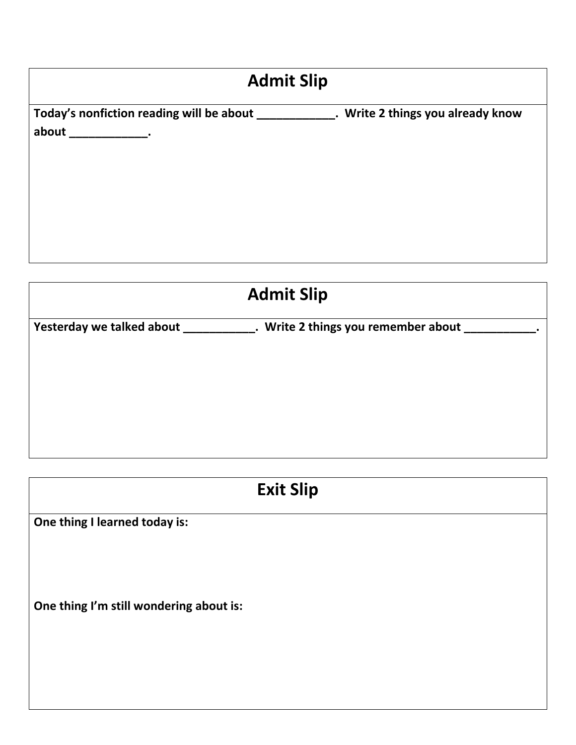## Admit Slip

**Today's nonfiction reading will be about ____________. Write 2 things you already know about ____________.**

## Admit Slip

**Yesterday we talked about ___________. Write 2 things you remember about ___________.**

## Exit Slip

**One thing I learned today is:**

**One thing I'm still wondering about is:**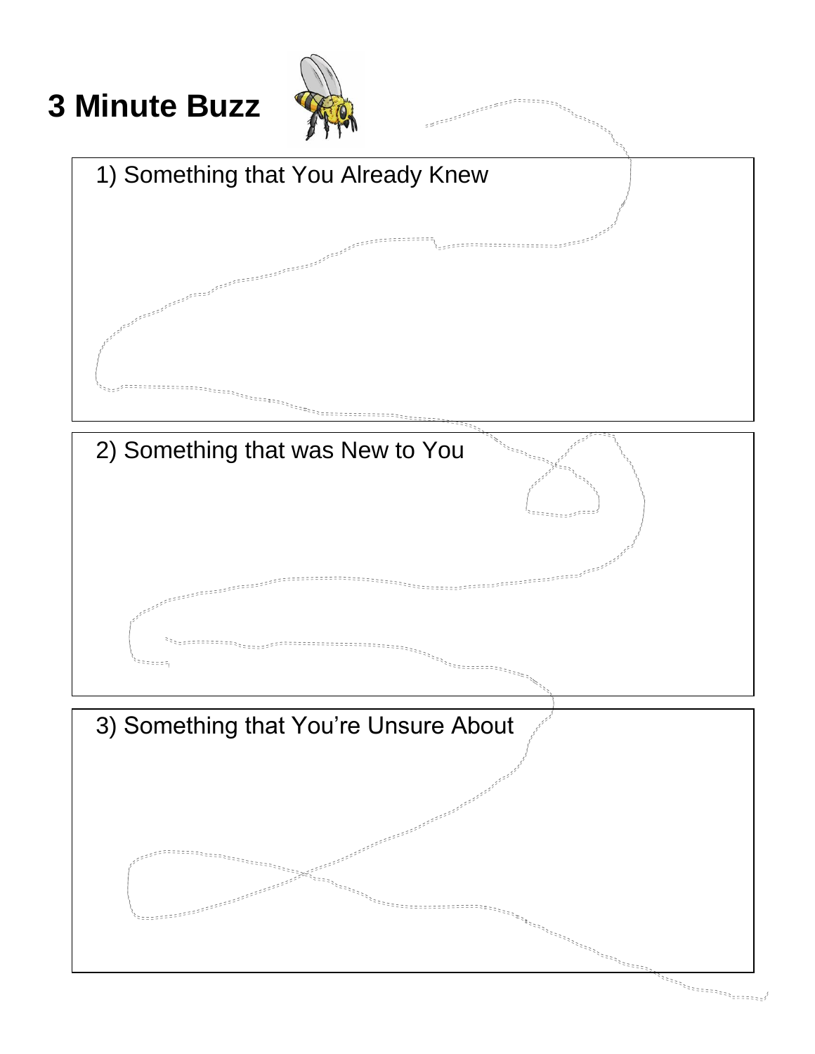# 3 Minute Buzz

1) Something that You Already Knew

2) Something that was New to You

3) Something that You're Unsure About